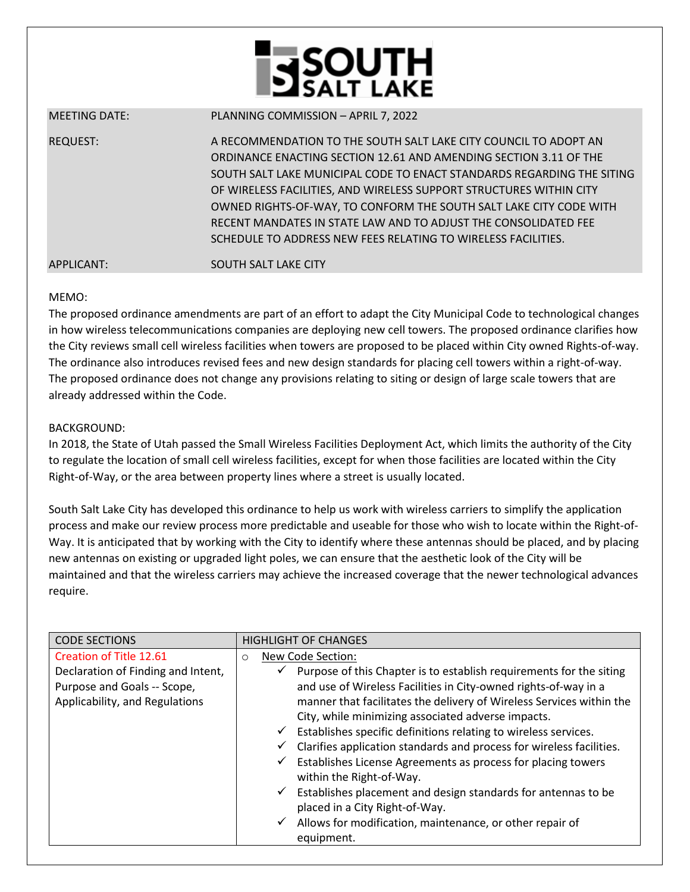# SOUTH SALT LAKE

| | |
|---|---|
| MEETING DATE: | PLANNING COMMISSION – APRIL 7, 2022 |
| REQUEST: | A RECOMMENDATION TO THE SOUTH SALT LAKE CITY COUNCIL TO ADOPT AN ORDINANCE ENACTING SECTION 12.61 AND AMENDING SECTION 3.11 OF THE SOUTH SALT LAKE MUNICIPAL CODE TO ENACT STANDARDS REGARDING THE SITING OF WIRELESS FACILITIES, AND WIRELESS SUPPORT STRUCTURES WITHIN CITY OWNED RIGHTS-OF-WAY, TO CONFORM THE SOUTH SALT LAKE CITY CODE WITH RECENT MANDATES IN STATE LAW AND TO ADJUST THE CONSOLIDATED FEE SCHEDULE TO ADDRESS NEW FEES RELATING TO WIRELESS FACILITIES. |
| APPLICANT: | SOUTH SALT LAKE CITY |

MEMO:

The proposed ordinance amendments are part of an effort to adapt the City Municipal Code to technological changes in how wireless telecommunications companies are deploying new cell towers. The proposed ordinance clarifies how the City reviews small cell wireless facilities when towers are proposed to be placed within City owned Rights-of-way. The ordinance also introduces revised fees and new design standards for placing cell towers within a right-of-way. The proposed ordinance does not change any provisions relating to siting or design of large scale towers that are already addressed within the Code.

BACKGROUND:

In 2018, the State of Utah passed the Small Wireless Facilities Deployment Act, which limits the authority of the City to regulate the location of small cell wireless facilities, except for when those facilities are located within the City Right-of-Way, or the area between property lines where a street is usually located.

South Salt Lake City has developed this ordinance to help us work with wireless carriers to simplify the application process and make our review process more predictable and useable for those who wish to locate within the Right-of-Way. It is anticipated that by working with the City to identify where these antennas should be placed, and by placing new antennas on existing or upgraded light poles, we can ensure that the aesthetic look of the City will be maintained and that the wireless carriers may achieve the increased coverage that the newer technological advances require.

| CODE SECTIONS | HIGHLIGHT OF CHANGES |
|---|---|
| Creation of Title 12.61<br>Declaration of Finding and Intent, Purpose and Goals -- Scope, Applicability, and Regulations | ○ New Code Section:<br>✓ Purpose of this Chapter is to establish requirements for the siting and use of Wireless Facilities in City-owned rights-of-way in a manner that facilitates the delivery of Wireless Services within the City, while minimizing associated adverse impacts.<br>✓ Establishes specific definitions relating to wireless services.<br>✓ Clarifies application standards and process for wireless facilities.<br>✓ Establishes License Agreements as process for placing towers within the Right-of-Way.<br>✓ Establishes placement and design standards for antennas to be placed in a City Right-of-Way.<br>✓ Allows for modification, maintenance, or other repair of equipment. |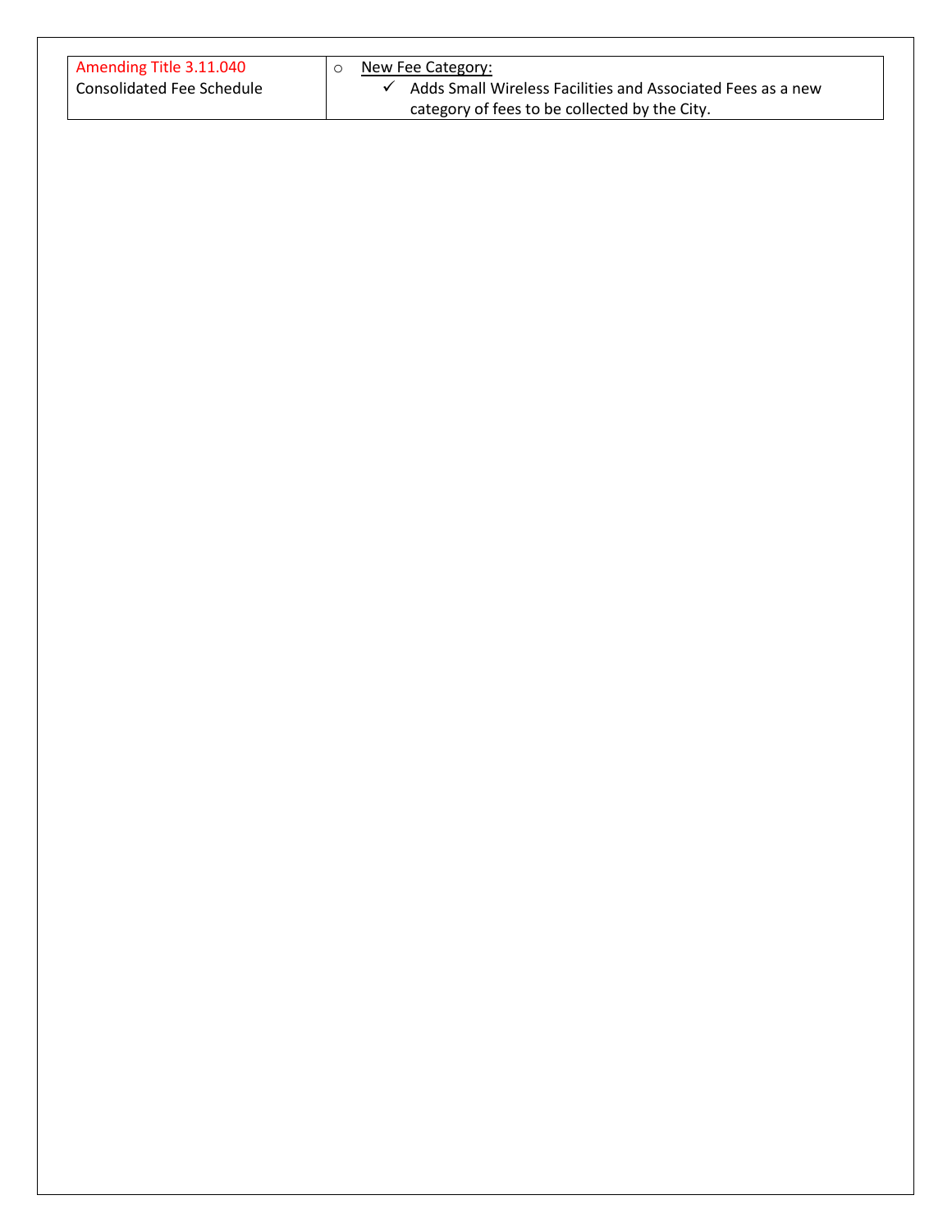| | |
|---|---|
| Amending Title 3.11.040<br>Consolidated Fee Schedule | ○ <u>New Fee Category:</u><br>✓ Adds Small Wireless Facilities and Associated Fees as a new category of fees to be collected by the City. |